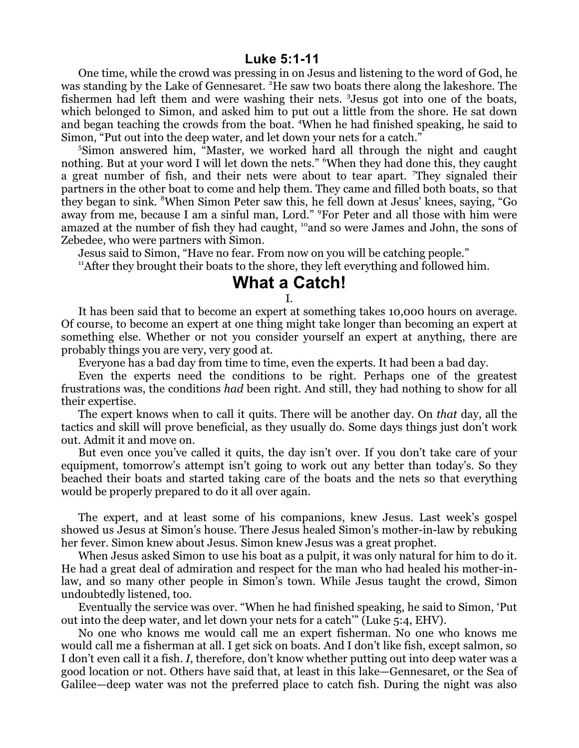## Luke 5:1-11

One time, while the crowd was pressing in on Jesus and listening to the word of God, he was standing by the Lake of Gennesaret. [2]He saw two boats there along the lakeshore. The fishermen had left them and were washing their nets. [3]Jesus got into one of the boats, which belonged to Simon, and asked him to put out a little from the shore. He sat down and began teaching the crowds from the boat. [4]When he had finished speaking, he said to Simon, "Put out into the deep water, and let down your nets for a catch."

[5]Simon answered him, "Master, we worked hard all through the night and caught nothing. But at your word I will let down the nets." [6]When they had done this, they caught a great number of fish, and their nets were about to tear apart. [7]They signaled their partners in the other boat to come and help them. They came and filled both boats, so that they began to sink. [8]When Simon Peter saw this, he fell down at Jesus' knees, saying, "Go away from me, because I am a sinful man, Lord." [9]For Peter and all those with him were amazed at the number of fish they had caught, [10]and so were James and John, the sons of Zebedee, who were partners with Simon.

Jesus said to Simon, "Have no fear. From now on you will be catching people."

[11]After they brought their boats to the shore, they left everything and followed him.

# What a Catch!

I.

It has been said that to become an expert at something takes 10,000 hours on average. Of course, to become an expert at one thing might take longer than becoming an expert at something else. Whether or not you consider yourself an expert at anything, there are probably things you are very, very good at.

Everyone has a bad day from time to time, even the experts. It had been a bad day.

Even the experts need the conditions to be right. Perhaps one of the greatest frustrations was, the conditions *had* been right. And still, they had nothing to show for all their expertise.

The expert knows when to call it quits. There will be another day. On *that* day, all the tactics and skill will prove beneficial, as they usually do. Some days things just don't work out. Admit it and move on.

But even once you've called it quits, the day isn't over. If you don't take care of your equipment, tomorrow's attempt isn't going to work out any better than today's. So they beached their boats and started taking care of the boats and the nets so that everything would be properly prepared to do it all over again.

The expert, and at least some of his companions, knew Jesus. Last week's gospel showed us Jesus at Simon's house. There Jesus healed Simon's mother-in-law by rebuking her fever. Simon knew about Jesus. Simon knew Jesus was a great prophet.

When Jesus asked Simon to use his boat as a pulpit, it was only natural for him to do it. He had a great deal of admiration and respect for the man who had healed his mother-in-law, and so many other people in Simon's town. While Jesus taught the crowd, Simon undoubtedly listened, too.

Eventually the service was over. "When he had finished speaking, he said to Simon, 'Put out into the deep water, and let down your nets for a catch'" (Luke 5:4, EHV).

No one who knows me would call me an expert fisherman. No one who knows me would call me a fisherman at all. I get sick on boats. And I don't like fish, except salmon, so I don't even call it a fish. *I*, therefore, don't know whether putting out into deep water was a good location or not. Others have said that, at least in this lake—Gennesaret, or the Sea of Galilee—deep water was not the preferred place to catch fish. During the night was also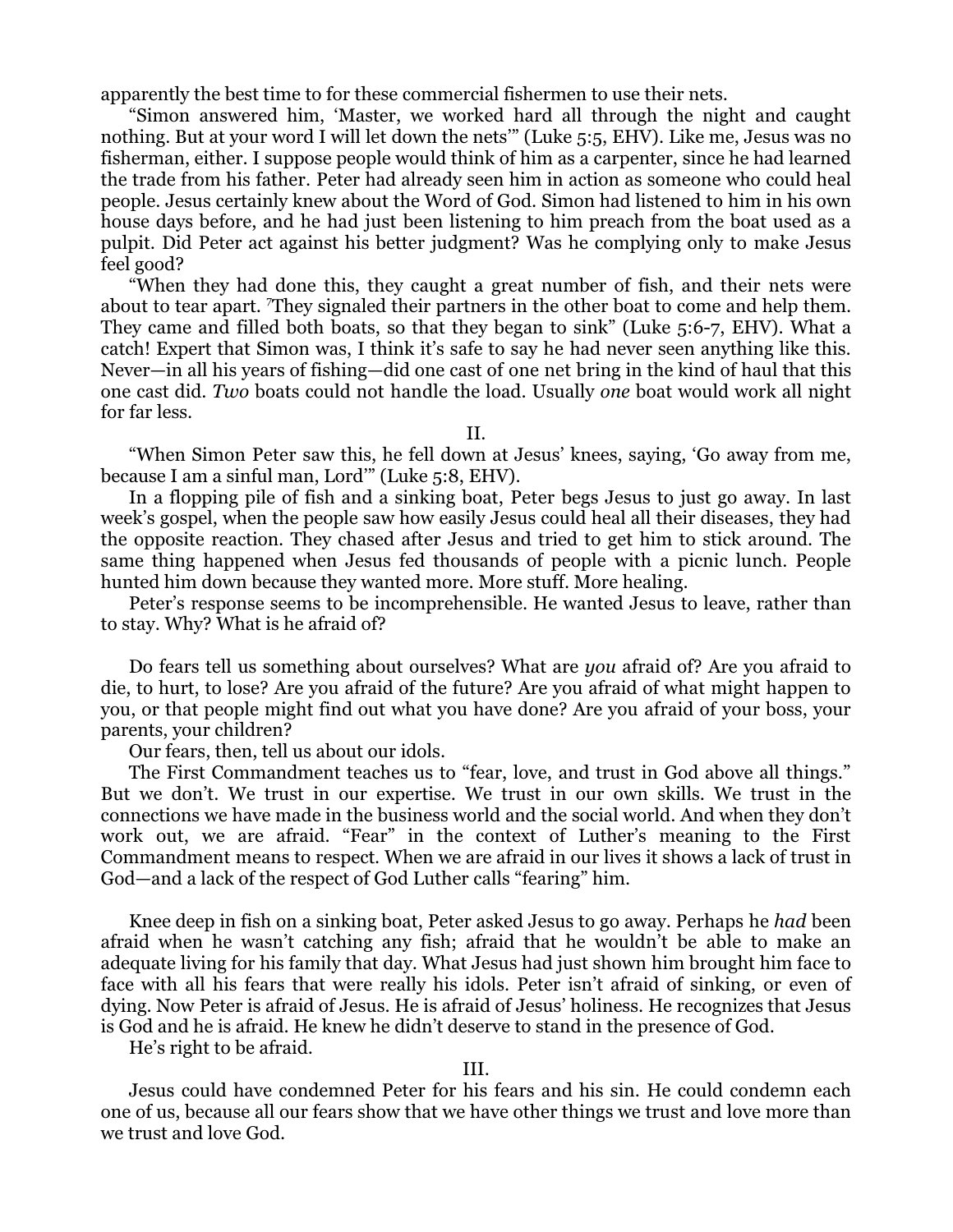apparently the best time to for these commercial fishermen to use their nets.

"Simon answered him, 'Master, we worked hard all through the night and caught nothing. But at your word I will let down the nets'" (Luke 5:5, EHV). Like me, Jesus was no fisherman, either. I suppose people would think of him as a carpenter, since he had learned the trade from his father. Peter had already seen him in action as someone who could heal people. Jesus certainly knew about the Word of God. Simon had listened to him in his own house days before, and he had just been listening to him preach from the boat used as a pulpit. Did Peter act against his better judgment? Was he complying only to make Jesus feel good?

"When they had done this, they caught a great number of fish, and their nets were about to tear apart. 7They signaled their partners in the other boat to come and help them. They came and filled both boats, so that they began to sink" (Luke 5:6-7, EHV). What a catch! Expert that Simon was, I think it's safe to say he had never seen anything like this. Never—in all his years of fishing—did one cast of one net bring in the kind of haul that this one cast did. *Two* boats could not handle the load. Usually *one* boat would work all night for far less.

II.

"When Simon Peter saw this, he fell down at Jesus' knees, saying, 'Go away from me, because I am a sinful man, Lord'" (Luke 5:8, EHV).

In a flopping pile of fish and a sinking boat, Peter begs Jesus to just go away. In last week's gospel, when the people saw how easily Jesus could heal all their diseases, they had the opposite reaction. They chased after Jesus and tried to get him to stick around. The same thing happened when Jesus fed thousands of people with a picnic lunch. People hunted him down because they wanted more. More stuff. More healing.

Peter's response seems to be incomprehensible. He wanted Jesus to leave, rather than to stay. Why? What is he afraid of?

Do fears tell us something about ourselves? What are *you* afraid of? Are you afraid to die, to hurt, to lose? Are you afraid of the future? Are you afraid of what might happen to you, or that people might find out what you have done? Are you afraid of your boss, your parents, your children?

Our fears, then, tell us about our idols.

The First Commandment teaches us to "fear, love, and trust in God above all things." But we don't. We trust in our expertise. We trust in our own skills. We trust in the connections we have made in the business world and the social world. And when they don't work out, we are afraid. "Fear" in the context of Luther's meaning to the First Commandment means to respect. When we are afraid in our lives it shows a lack of trust in God—and a lack of the respect of God Luther calls "fearing" him.

Knee deep in fish on a sinking boat, Peter asked Jesus to go away. Perhaps he *had* been afraid when he wasn't catching any fish; afraid that he wouldn't be able to make an adequate living for his family that day. What Jesus had just shown him brought him face to face with all his fears that were really his idols. Peter isn't afraid of sinking, or even of dying. Now Peter is afraid of Jesus. He is afraid of Jesus' holiness. He recognizes that Jesus is God and he is afraid. He knew he didn't deserve to stand in the presence of God.

He's right to be afraid.

III.

Jesus could have condemned Peter for his fears and his sin. He could condemn each one of us, because all our fears show that we have other things we trust and love more than we trust and love God.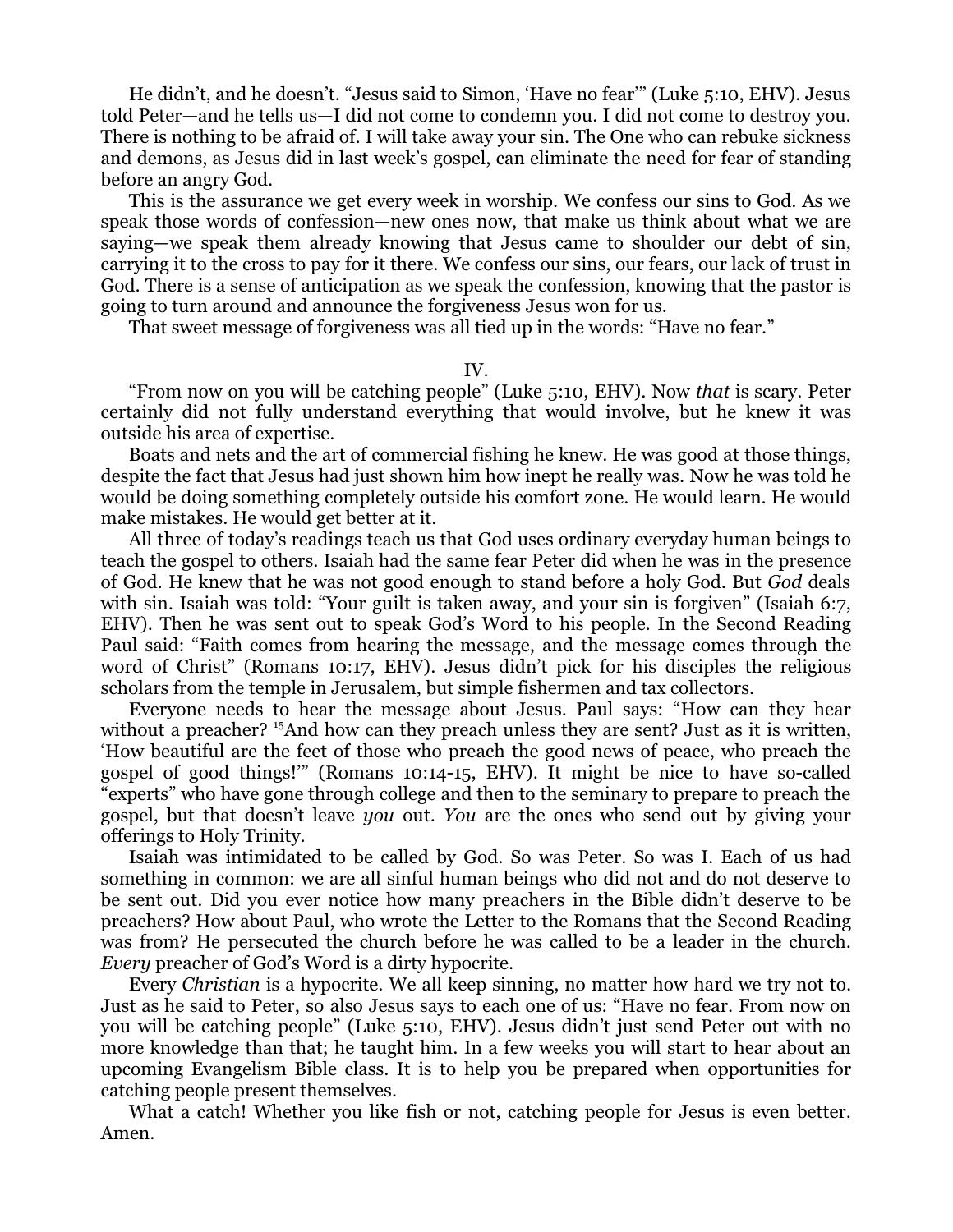He didn't, and he doesn't. "Jesus said to Simon, 'Have no fear'" (Luke 5:10, EHV). Jesus told Peter—and he tells us—I did not come to condemn you. I did not come to destroy you. There is nothing to be afraid of. I will take away your sin. The One who can rebuke sickness and demons, as Jesus did in last week's gospel, can eliminate the need for fear of standing before an angry God.

This is the assurance we get every week in worship. We confess our sins to God. As we speak those words of confession—new ones now, that make us think about what we are saying—we speak them already knowing that Jesus came to shoulder our debt of sin, carrying it to the cross to pay for it there. We confess our sins, our fears, our lack of trust in God. There is a sense of anticipation as we speak the confession, knowing that the pastor is going to turn around and announce the forgiveness Jesus won for us.

That sweet message of forgiveness was all tied up in the words: "Have no fear."

IV.

"From now on you will be catching people" (Luke 5:10, EHV). Now *that* is scary. Peter certainly did not fully understand everything that would involve, but he knew it was outside his area of expertise.

Boats and nets and the art of commercial fishing he knew. He was good at those things, despite the fact that Jesus had just shown him how inept he really was. Now he was told he would be doing something completely outside his comfort zone. He would learn. He would make mistakes. He would get better at it.

All three of today's readings teach us that God uses ordinary everyday human beings to teach the gospel to others. Isaiah had the same fear Peter did when he was in the presence of God. He knew that he was not good enough to stand before a holy God. But *God* deals with sin. Isaiah was told: "Your guilt is taken away, and your sin is forgiven" (Isaiah 6:7, EHV). Then he was sent out to speak God's Word to his people. In the Second Reading Paul said: "Faith comes from hearing the message, and the message comes through the word of Christ" (Romans 10:17, EHV). Jesus didn't pick for his disciples the religious scholars from the temple in Jerusalem, but simple fishermen and tax collectors.

Everyone needs to hear the message about Jesus. Paul says: "How can they hear without a preacher? [15]And how can they preach unless they are sent? Just as it is written, 'How beautiful are the feet of those who preach the good news of peace, who preach the gospel of good things!'" (Romans 10:14-15, EHV). It might be nice to have so-called "experts" who have gone through college and then to the seminary to prepare to preach the gospel, but that doesn't leave *you* out. *You* are the ones who send out by giving your offerings to Holy Trinity.

Isaiah was intimidated to be called by God. So was Peter. So was I. Each of us had something in common: we are all sinful human beings who did not and do not deserve to be sent out. Did you ever notice how many preachers in the Bible didn't deserve to be preachers? How about Paul, who wrote the Letter to the Romans that the Second Reading was from? He persecuted the church before he was called to be a leader in the church. *Every* preacher of God's Word is a dirty hypocrite.

Every *Christian* is a hypocrite. We all keep sinning, no matter how hard we try not to. Just as he said to Peter, so also Jesus says to each one of us: "Have no fear. From now on you will be catching people" (Luke 5:10, EHV). Jesus didn't just send Peter out with no more knowledge than that; he taught him. In a few weeks you will start to hear about an upcoming Evangelism Bible class. It is to help you be prepared when opportunities for catching people present themselves.

What a catch! Whether you like fish or not, catching people for Jesus is even better. Amen.